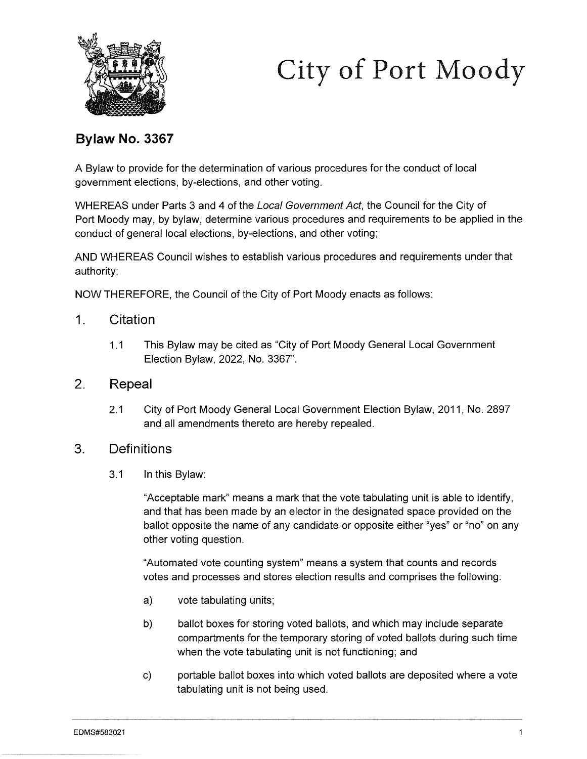# City of Port Moody

## Bylaw No. 3367

A Bylaw to provide for the determination of various procedures for the conduct of local government elections, by-elections, and other voting.

WHEREAS under Parts 3 and 4 of the *Local Government Act*, the Council for the City of Port Moody may, by bylaw, determine various procedures and requirements to be applied in the conduct of general local elections, by-elections, and other voting;

AND WHEREAS Council wishes to establish various procedures and requirements under that authority;

NOW THEREFORE, the Council of the City of Port Moody enacts as follows:

### 1. Citation

1.1 This Bylaw may be cited as "City of Port Moody General Local Government Election Bylaw, 2022, No. 3367".

### 2. Repeal

2.1 City of Port Moody General Local Government Election Bylaw, 2011, No. 2897 and all amendments thereto are hereby repealed.

### 3. Definitions

3.1 In this Bylaw:

"Acceptable mark" means a mark that the vote tabulating unit is able to identify, and that has been made by an elector in the designated space provided on the ballot opposite the name of any candidate or opposite either "yes" or "no" on any other voting question.

"Automated vote counting system" means a system that counts and records votes and processes and stores election results and comprises the following:

a) vote tabulating units;

b) ballot boxes for storing voted ballots, and which may include separate compartments for the temporary storing of voted ballots during such time when the vote tabulating unit is not functioning; and

c) portable ballot boxes into which voted ballots are deposited where a vote tabulating unit is not being used.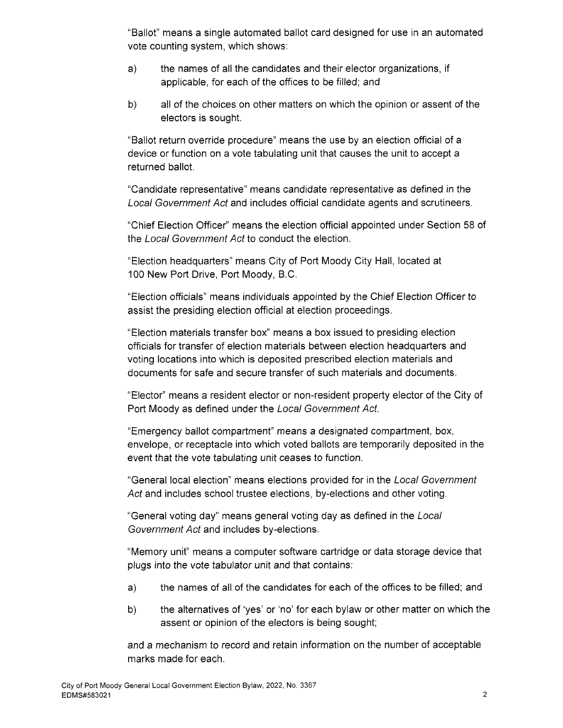"Ballot" means a single automated ballot card designed for use in an automated vote counting system, which shows:

a) the names of all the candidates and their elector organizations, if applicable, for each of the offices to be filled; and

b) all of the choices on other matters on which the opinion or assent of the electors is sought.

"Ballot return override procedure" means the use by an election official of a device or function on a vote tabulating unit that causes the unit to accept a returned ballot.

"Candidate representative" means candidate representative as defined in the *Local Government Act* and includes official candidate agents and scrutineers.

"Chief Election Officer" means the election official appointed under Section 58 of the *Local Government Act* to conduct the election.

"Election headquarters" means City of Port Moody City Hall, located at 100 New Port Drive, Port Moody, B.C.

"Election officials" means individuals appointed by the Chief Election Officer to assist the presiding election official at election proceedings.

"Election materials transfer box" means a box issued to presiding election officials for transfer of election materials between election headquarters and voting locations into which is deposited prescribed election materials and documents for safe and secure transfer of such materials and documents.

"Elector" means a resident elector or non-resident property elector of the City of Port Moody as defined under the *Local Government Act*.

"Emergency ballot compartment" means a designated compartment, box, envelope, or receptacle into which voted ballots are temporarily deposited in the event that the vote tabulating unit ceases to function.

"General local election" means elections provided for in the *Local Government Act* and includes school trustee elections, by-elections and other voting.

"General voting day" means general voting day as defined in the *Local Government Act* and includes by-elections.

"Memory unit" means a computer software cartridge or data storage device that plugs into the vote tabulator unit and that contains:

a) the names of all of the candidates for each of the offices to be filled; and

b) the alternatives of 'yes' or 'no' for each bylaw or other matter on which the assent or opinion of the electors is being sought;

and a mechanism to record and retain information on the number of acceptable marks made for each.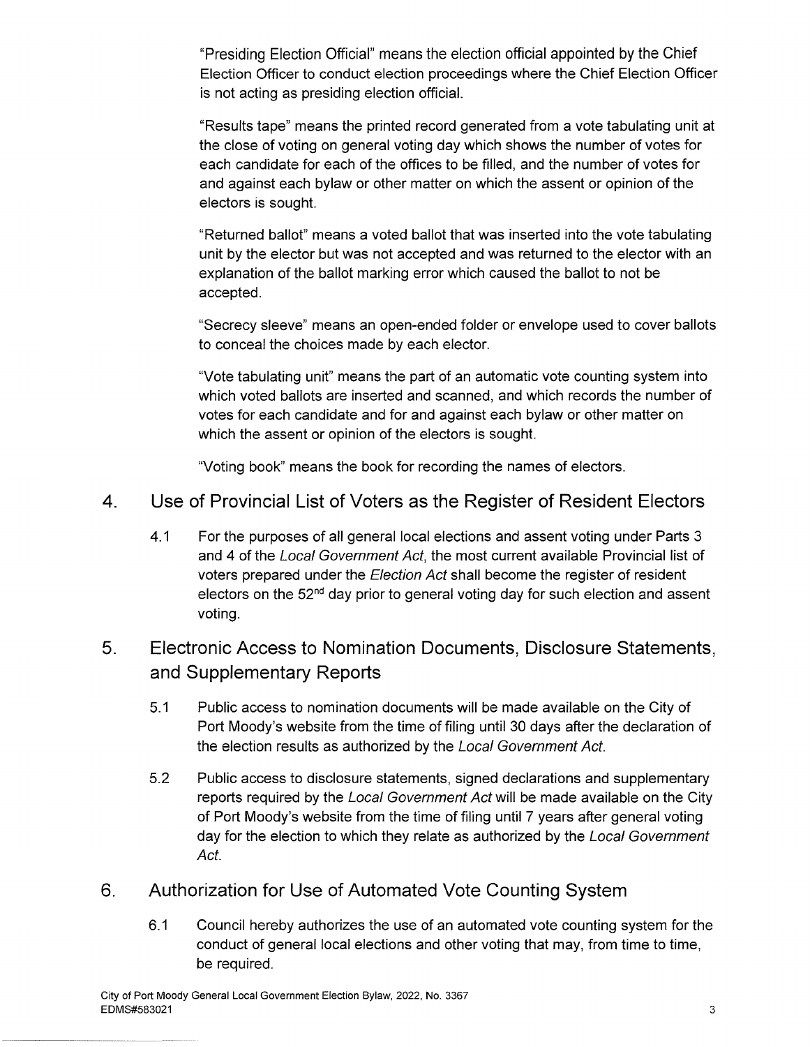"Presiding Election Official" means the election official appointed by the Chief Election Officer to conduct election proceedings where the Chief Election Officer is not acting as presiding election official.

"Results tape" means the printed record generated from a vote tabulating unit at the close of voting on general voting day which shows the number of votes for each candidate for each of the offices to be filled, and the number of votes for and against each bylaw or other matter on which the assent or opinion of the electors is sought.

"Returned ballot" means a voted ballot that was inserted into the vote tabulating unit by the elector but was not accepted and was returned to the elector with an explanation of the ballot marking error which caused the ballot to not be accepted.

"Secrecy sleeve" means an open-ended folder or envelope used to cover ballots to conceal the choices made by each elector.

"Vote tabulating unit" means the part of an automatic vote counting system into which voted ballots are inserted and scanned, and which records the number of votes for each candidate and for and against each bylaw or other matter on which the assent or opinion of the electors is sought.

"Voting book" means the book for recording the names of electors.

## 4. Use of Provincial List of Voters as the Register of Resident Electors

4.1 For the purposes of all general local elections and assent voting under Parts 3 and 4 of the *Local Government Act*, the most current available Provincial list of voters prepared under the *Election Act* shall become the register of resident electors on the 52nd day prior to general voting day for such election and assent voting.

## 5. Electronic Access to Nomination Documents, Disclosure Statements, and Supplementary Reports

5.1 Public access to nomination documents will be made available on the City of Port Moody's website from the time of filing until 30 days after the declaration of the election results as authorized by the *Local Government Act*.

5.2 Public access to disclosure statements, signed declarations and supplementary reports required by the *Local Government Act* will be made available on the City of Port Moody's website from the time of filing until 7 years after general voting day for the election to which they relate as authorized by the *Local Government Act*.

## 6. Authorization for Use of Automated Vote Counting System

6.1 Council hereby authorizes the use of an automated vote counting system for the conduct of general local elections and other voting that may, from time to time, be required.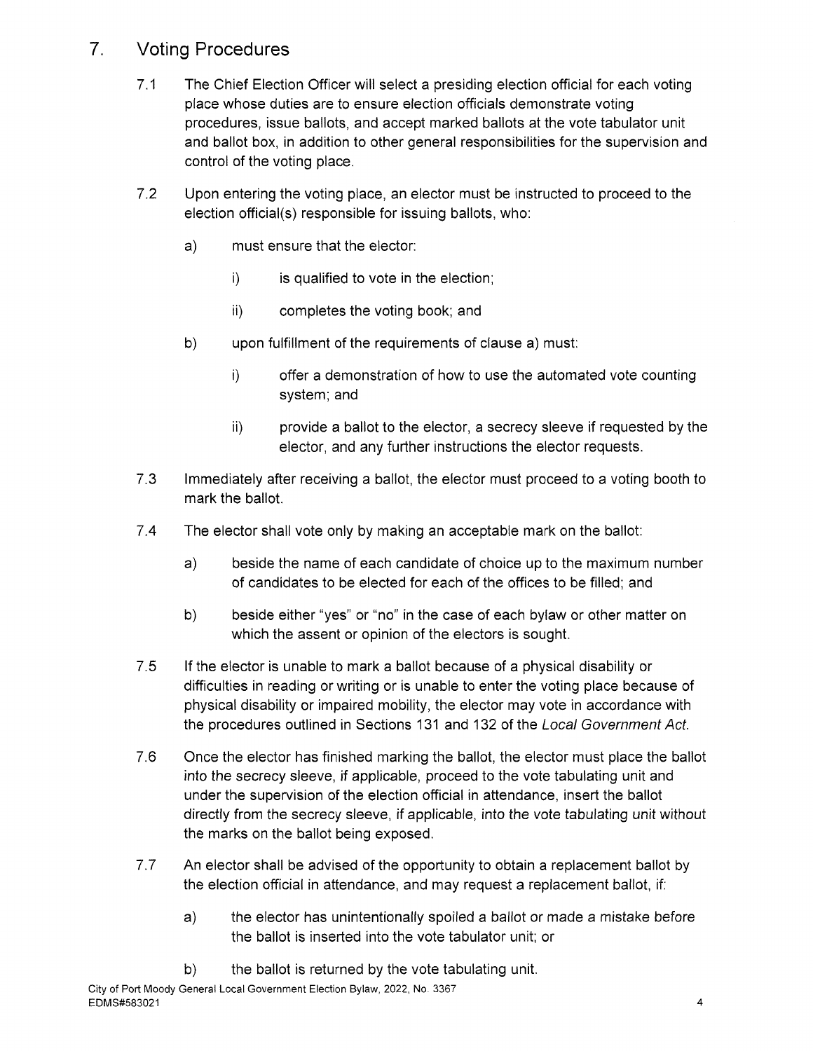## 7. Voting Procedures

7.1 The Chief Election Officer will select a presiding election official for each voting place whose duties are to ensure election officials demonstrate voting procedures, issue ballots, and accept marked ballots at the vote tabulator unit and ballot box, in addition to other general responsibilities for the supervision and control of the voting place.

7.2 Upon entering the voting place, an elector must be instructed to proceed to the election official(s) responsible for issuing ballots, who:

   a) must ensure that the elector:

      i) is qualified to vote in the election;

      ii) completes the voting book; and

   b) upon fulfillment of the requirements of clause a) must:

      i) offer a demonstration of how to use the automated vote counting system; and

      ii) provide a ballot to the elector, a secrecy sleeve if requested by the elector, and any further instructions the elector requests.

7.3 Immediately after receiving a ballot, the elector must proceed to a voting booth to mark the ballot.

7.4 The elector shall vote only by making an acceptable mark on the ballot:

   a) beside the name of each candidate of choice up to the maximum number of candidates to be elected for each of the offices to be filled; and

   b) beside either "yes" or "no" in the case of each bylaw or other matter on which the assent or opinion of the electors is sought.

7.5 If the elector is unable to mark a ballot because of a physical disability or difficulties in reading or writing or is unable to enter the voting place because of physical disability or impaired mobility, the elector may vote in accordance with the procedures outlined in Sections 131 and 132 of the *Local Government Act*.

7.6 Once the elector has finished marking the ballot, the elector must place the ballot into the secrecy sleeve, if applicable, proceed to the vote tabulating unit and under the supervision of the election official in attendance, insert the ballot directly from the secrecy sleeve, if applicable, into the vote tabulating unit without the marks on the ballot being exposed.

7.7 An elector shall be advised of the opportunity to obtain a replacement ballot by the election official in attendance, and may request a replacement ballot, if:

   a) the elector has unintentionally spoiled a ballot or made a mistake before the ballot is inserted into the vote tabulator unit; or

   b) the ballot is returned by the vote tabulating unit.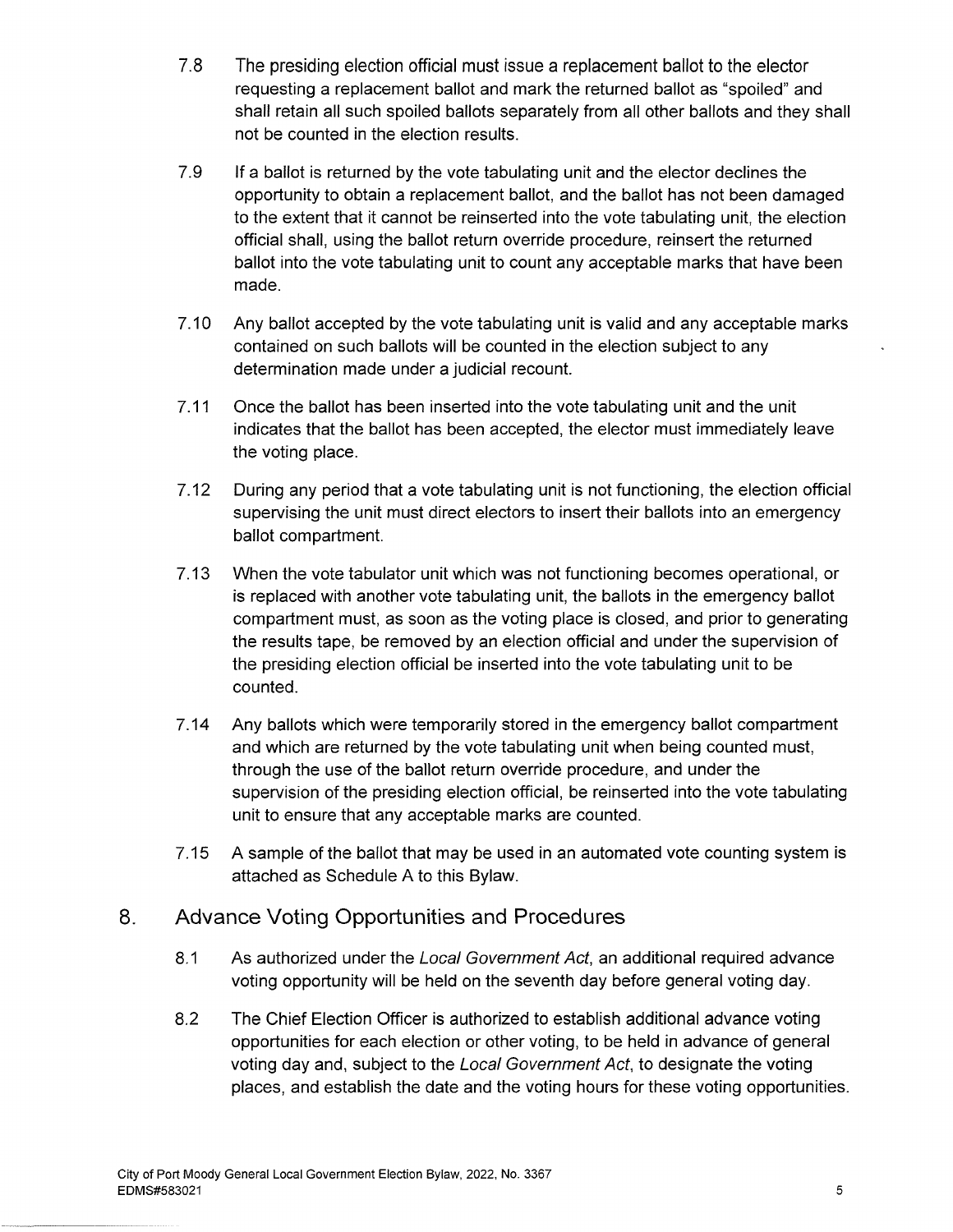7.8 The presiding election official must issue a replacement ballot to the elector requesting a replacement ballot and mark the returned ballot as "spoiled" and shall retain all such spoiled ballots separately from all other ballots and they shall not be counted in the election results.

7.9 If a ballot is returned by the vote tabulating unit and the elector declines the opportunity to obtain a replacement ballot, and the ballot has not been damaged to the extent that it cannot be reinserted into the vote tabulating unit, the election official shall, using the ballot return override procedure, reinsert the returned ballot into the vote tabulating unit to count any acceptable marks that have been made.

7.10 Any ballot accepted by the vote tabulating unit is valid and any acceptable marks contained on such ballots will be counted in the election subject to any determination made under a judicial recount.

7.11 Once the ballot has been inserted into the vote tabulating unit and the unit indicates that the ballot has been accepted, the elector must immediately leave the voting place.

7.12 During any period that a vote tabulating unit is not functioning, the election official supervising the unit must direct electors to insert their ballots into an emergency ballot compartment.

7.13 When the vote tabulator unit which was not functioning becomes operational, or is replaced with another vote tabulating unit, the ballots in the emergency ballot compartment must, as soon as the voting place is closed, and prior to generating the results tape, be removed by an election official and under the supervision of the presiding election official be inserted into the vote tabulating unit to be counted.

7.14 Any ballots which were temporarily stored in the emergency ballot compartment and which are returned by the vote tabulating unit when being counted must, through the use of the ballot return override procedure, and under the supervision of the presiding election official, be reinserted into the vote tabulating unit to ensure that any acceptable marks are counted.

7.15 A sample of the ballot that may be used in an automated vote counting system is attached as Schedule A to this Bylaw.

## 8. Advance Voting Opportunities and Procedures

8.1 As authorized under the *Local Government Act*, an additional required advance voting opportunity will be held on the seventh day before general voting day.

8.2 The Chief Election Officer is authorized to establish additional advance voting opportunities for each election or other voting, to be held in advance of general voting day and, subject to the *Local Government Act*, to designate the voting places, and establish the date and the voting hours for these voting opportunities.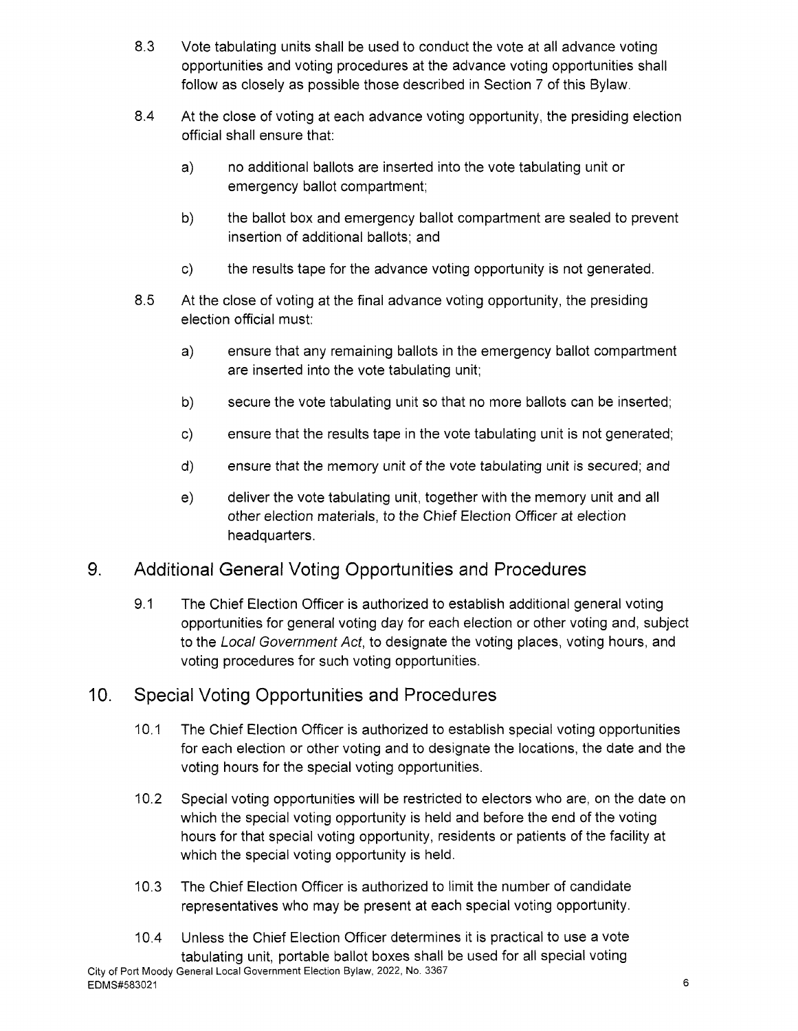8.3 Vote tabulating units shall be used to conduct the vote at all advance voting opportunities and voting procedures at the advance voting opportunities shall follow as closely as possible those described in Section 7 of this Bylaw.

8.4 At the close of voting at each advance voting opportunity, the presiding election official shall ensure that:

a) no additional ballots are inserted into the vote tabulating unit or emergency ballot compartment;

b) the ballot box and emergency ballot compartment are sealed to prevent insertion of additional ballots; and

c) the results tape for the advance voting opportunity is not generated.

8.5 At the close of voting at the final advance voting opportunity, the presiding election official must:

a) ensure that any remaining ballots in the emergency ballot compartment are inserted into the vote tabulating unit;

b) secure the vote tabulating unit so that no more ballots can be inserted;

c) ensure that the results tape in the vote tabulating unit is not generated;

d) ensure that the memory unit of the vote tabulating unit is secured; and

e) deliver the vote tabulating unit, together with the memory unit and all other election materials, to the Chief Election Officer at election headquarters.

## 9. Additional General Voting Opportunities and Procedures

9.1 The Chief Election Officer is authorized to establish additional general voting opportunities for general voting day for each election or other voting and, subject to the *Local Government Act*, to designate the voting places, voting hours, and voting procedures for such voting opportunities.

## 10. Special Voting Opportunities and Procedures

10.1 The Chief Election Officer is authorized to establish special voting opportunities for each election or other voting and to designate the locations, the date and the voting hours for the special voting opportunities.

10.2 Special voting opportunities will be restricted to electors who are, on the date on which the special voting opportunity is held and before the end of the voting hours for that special voting opportunity, residents or patients of the facility at which the special voting opportunity is held.

10.3 The Chief Election Officer is authorized to limit the number of candidate representatives who may be present at each special voting opportunity.

10.4 Unless the Chief Election Officer determines it is practical to use a vote tabulating unit, portable ballot boxes shall be used for all special voting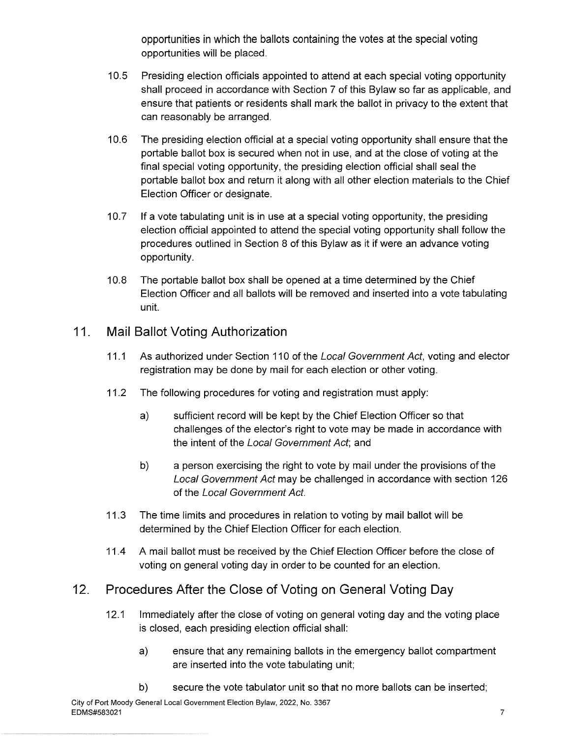opportunities in which the ballots containing the votes at the special voting opportunities will be placed.

10.5 Presiding election officials appointed to attend at each special voting opportunity shall proceed in accordance with Section 7 of this Bylaw so far as applicable, and ensure that patients or residents shall mark the ballot in privacy to the extent that can reasonably be arranged.

10.6 The presiding election official at a special voting opportunity shall ensure that the portable ballot box is secured when not in use, and at the close of voting at the final special voting opportunity, the presiding election official shall seal the portable ballot box and return it along with all other election materials to the Chief Election Officer or designate.

10.7 If a vote tabulating unit is in use at a special voting opportunity, the presiding election official appointed to attend the special voting opportunity shall follow the procedures outlined in Section 8 of this Bylaw as it if were an advance voting opportunity.

10.8 The portable ballot box shall be opened at a time determined by the Chief Election Officer and all ballots will be removed and inserted into a vote tabulating unit.

## 11. Mail Ballot Voting Authorization

11.1 As authorized under Section 110 of the *Local Government Act*, voting and elector registration may be done by mail for each election or other voting.

11.2 The following procedures for voting and registration must apply:

a) sufficient record will be kept by the Chief Election Officer so that challenges of the elector's right to vote may be made in accordance with the intent of the *Local Government Act*; and

b) a person exercising the right to vote by mail under the provisions of the *Local Government Act* may be challenged in accordance with section 126 of the *Local Government Act*.

11.3 The time limits and procedures in relation to voting by mail ballot will be determined by the Chief Election Officer for each election.

11.4 A mail ballot must be received by the Chief Election Officer before the close of voting on general voting day in order to be counted for an election.

## 12. Procedures After the Close of Voting on General Voting Day

12.1 Immediately after the close of voting on general voting day and the voting place is closed, each presiding election official shall:

a) ensure that any remaining ballots in the emergency ballot compartment are inserted into the vote tabulating unit;

b) secure the vote tabulator unit so that no more ballots can be inserted;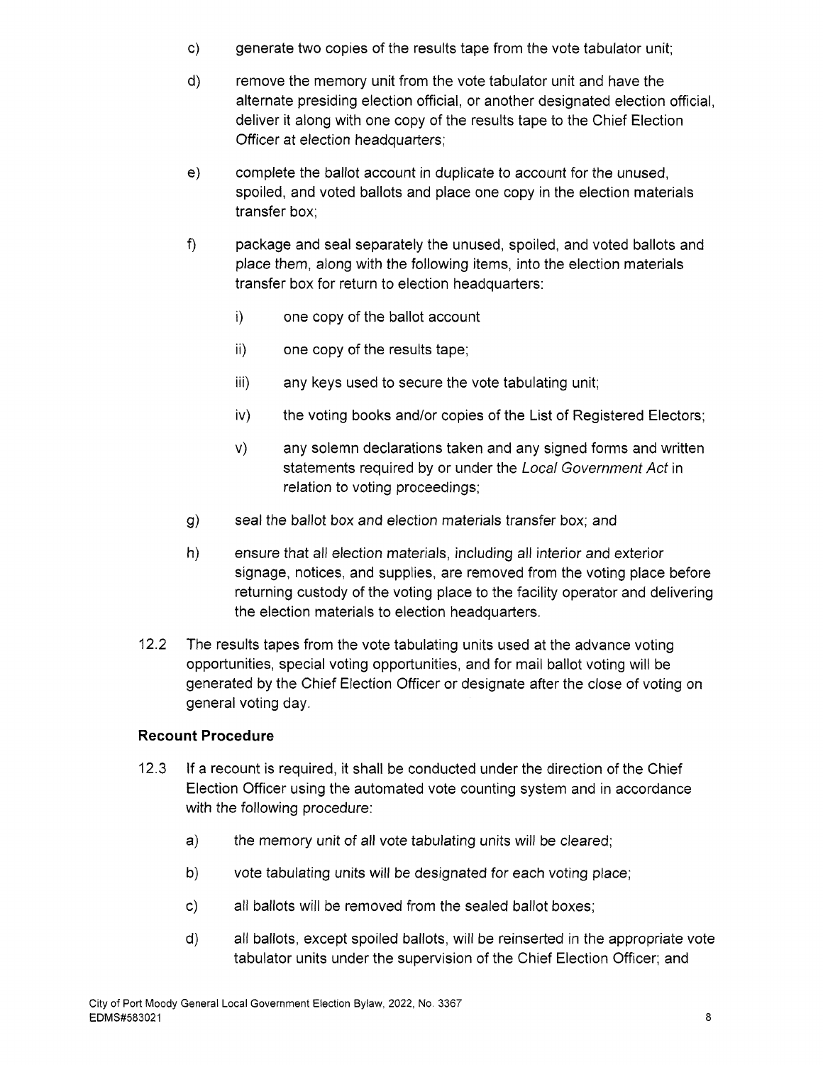c) generate two copies of the results tape from the vote tabulator unit;

d) remove the memory unit from the vote tabulator unit and have the alternate presiding election official, or another designated election official, deliver it along with one copy of the results tape to the Chief Election Officer at election headquarters;

e) complete the ballot account in duplicate to account for the unused, spoiled, and voted ballots and place one copy in the election materials transfer box;

f) package and seal separately the unused, spoiled, and voted ballots and place them, along with the following items, into the election materials transfer box for return to election headquarters:

   i) one copy of the ballot account

   ii) one copy of the results tape;

   iii) any keys used to secure the vote tabulating unit;

   iv) the voting books and/or copies of the List of Registered Electors;

   v) any solemn declarations taken and any signed forms and written statements required by or under the *Local Government Act* in relation to voting proceedings;

g) seal the ballot box and election materials transfer box; and

h) ensure that all election materials, including all interior and exterior signage, notices, and supplies, are removed from the voting place before returning custody of the voting place to the facility operator and delivering the election materials to election headquarters.

12.2 The results tapes from the vote tabulating units used at the advance voting opportunities, special voting opportunities, and for mail ballot voting will be generated by the Chief Election Officer or designate after the close of voting on general voting day.

**Recount Procedure**

12.3 If a recount is required, it shall be conducted under the direction of the Chief Election Officer using the automated vote counting system and in accordance with the following procedure:

a) the memory unit of all vote tabulating units will be cleared;

b) vote tabulating units will be designated for each voting place;

c) all ballots will be removed from the sealed ballot boxes;

d) all ballots, except spoiled ballots, will be reinserted in the appropriate vote tabulator units under the supervision of the Chief Election Officer; and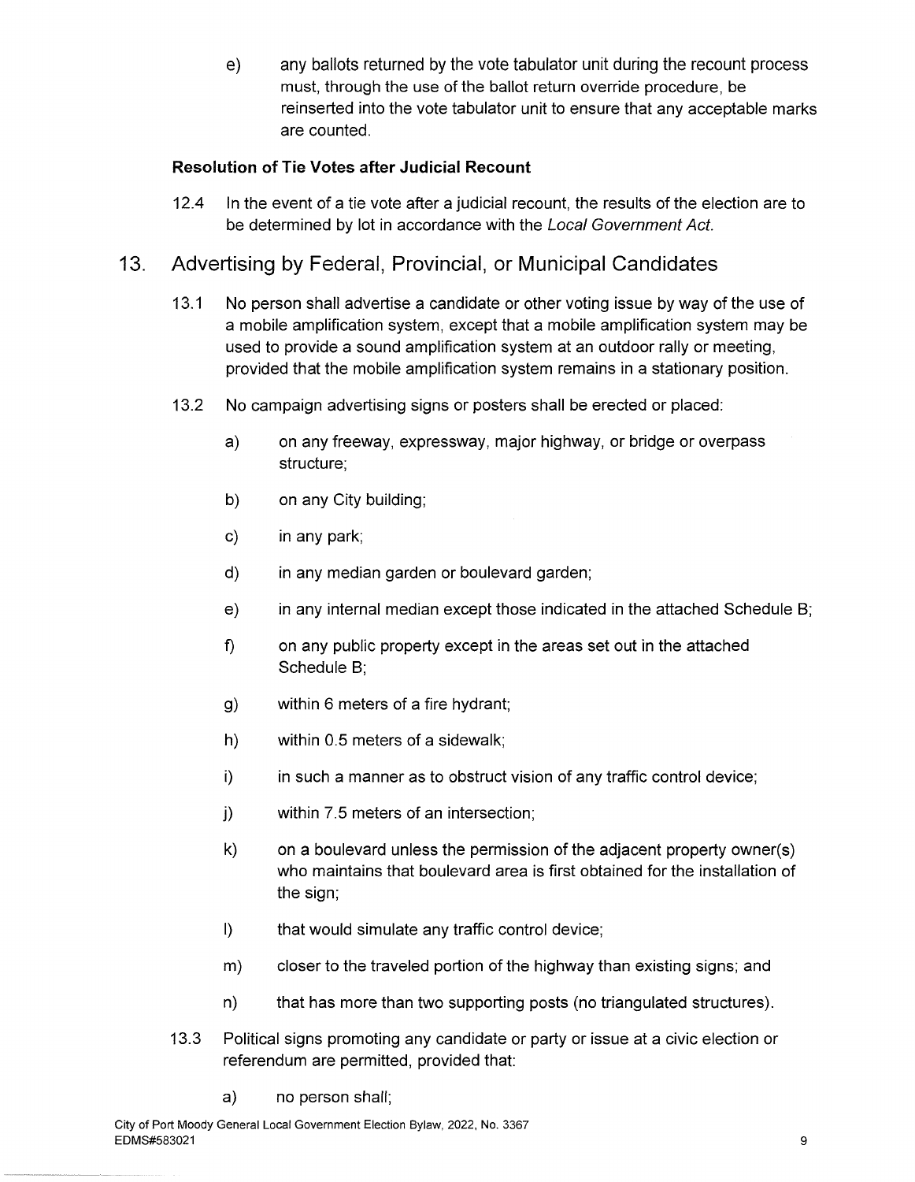e) any ballots returned by the vote tabulator unit during the recount process must, through the use of the ballot return override procedure, be reinserted into the vote tabulator unit to ensure that any acceptable marks are counted.

**Resolution of Tie Votes after Judicial Recount**

12.4 In the event of a tie vote after a judicial recount, the results of the election are to be determined by lot in accordance with the *Local Government Act*.

## 13. Advertising by Federal, Provincial, or Municipal Candidates

13.1 No person shall advertise a candidate or other voting issue by way of the use of a mobile amplification system, except that a mobile amplification system may be used to provide a sound amplification system at an outdoor rally or meeting, provided that the mobile amplification system remains in a stationary position.

13.2 No campaign advertising signs or posters shall be erected or placed:

a) on any freeway, expressway, major highway, or bridge or overpass structure;

b) on any City building;

c) in any park;

d) in any median garden or boulevard garden;

e) in any internal median except those indicated in the attached Schedule B;

f) on any public property except in the areas set out in the attached Schedule B;

g) within 6 meters of a fire hydrant;

h) within 0.5 meters of a sidewalk;

i) in such a manner as to obstruct vision of any traffic control device;

j) within 7.5 meters of an intersection;

k) on a boulevard unless the permission of the adjacent property owner(s) who maintains that boulevard area is first obtained for the installation of the sign;

l) that would simulate any traffic control device;

m) closer to the traveled portion of the highway than existing signs; and

n) that has more than two supporting posts (no triangulated structures).

13.3 Political signs promoting any candidate or party or issue at a civic election or referendum are permitted, provided that:

a) no person shall;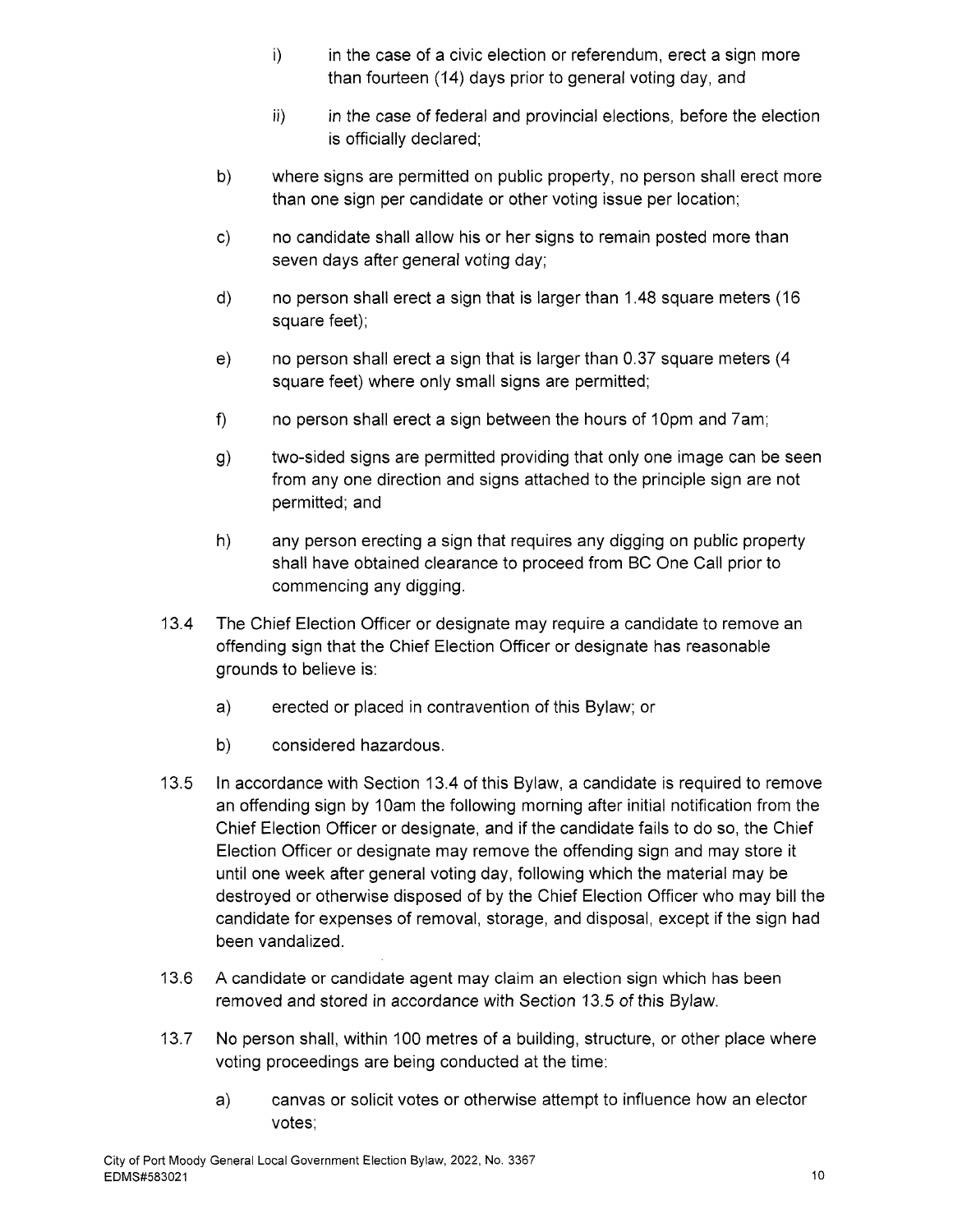i) in the case of a civic election or referendum, erect a sign more than fourteen (14) days prior to general voting day, and

ii) in the case of federal and provincial elections, before the election is officially declared;

b) where signs are permitted on public property, no person shall erect more than one sign per candidate or other voting issue per location;

c) no candidate shall allow his or her signs to remain posted more than seven days after general voting day;

d) no person shall erect a sign that is larger than 1.48 square meters (16 square feet);

e) no person shall erect a sign that is larger than 0.37 square meters (4 square feet) where only small signs are permitted;

f) no person shall erect a sign between the hours of 10pm and 7am;

g) two-sided signs are permitted providing that only one image can be seen from any one direction and signs attached to the principle sign are not permitted; and

h) any person erecting a sign that requires any digging on public property shall have obtained clearance to proceed from BC One Call prior to commencing any digging.

13.4 The Chief Election Officer or designate may require a candidate to remove an offending sign that the Chief Election Officer or designate has reasonable grounds to believe is:

a) erected or placed in contravention of this Bylaw; or

b) considered hazardous.

13.5 In accordance with Section 13.4 of this Bylaw, a candidate is required to remove an offending sign by 10am the following morning after initial notification from the Chief Election Officer or designate, and if the candidate fails to do so, the Chief Election Officer or designate may remove the offending sign and may store it until one week after general voting day, following which the material may be destroyed or otherwise disposed of by the Chief Election Officer who may bill the candidate for expenses of removal, storage, and disposal, except if the sign had been vandalized.

13.6 A candidate or candidate agent may claim an election sign which has been removed and stored in accordance with Section 13.5 of this Bylaw.

13.7 No person shall, within 100 metres of a building, structure, or other place where voting proceedings are being conducted at the time:

a) canvas or solicit votes or otherwise attempt to influence how an elector votes;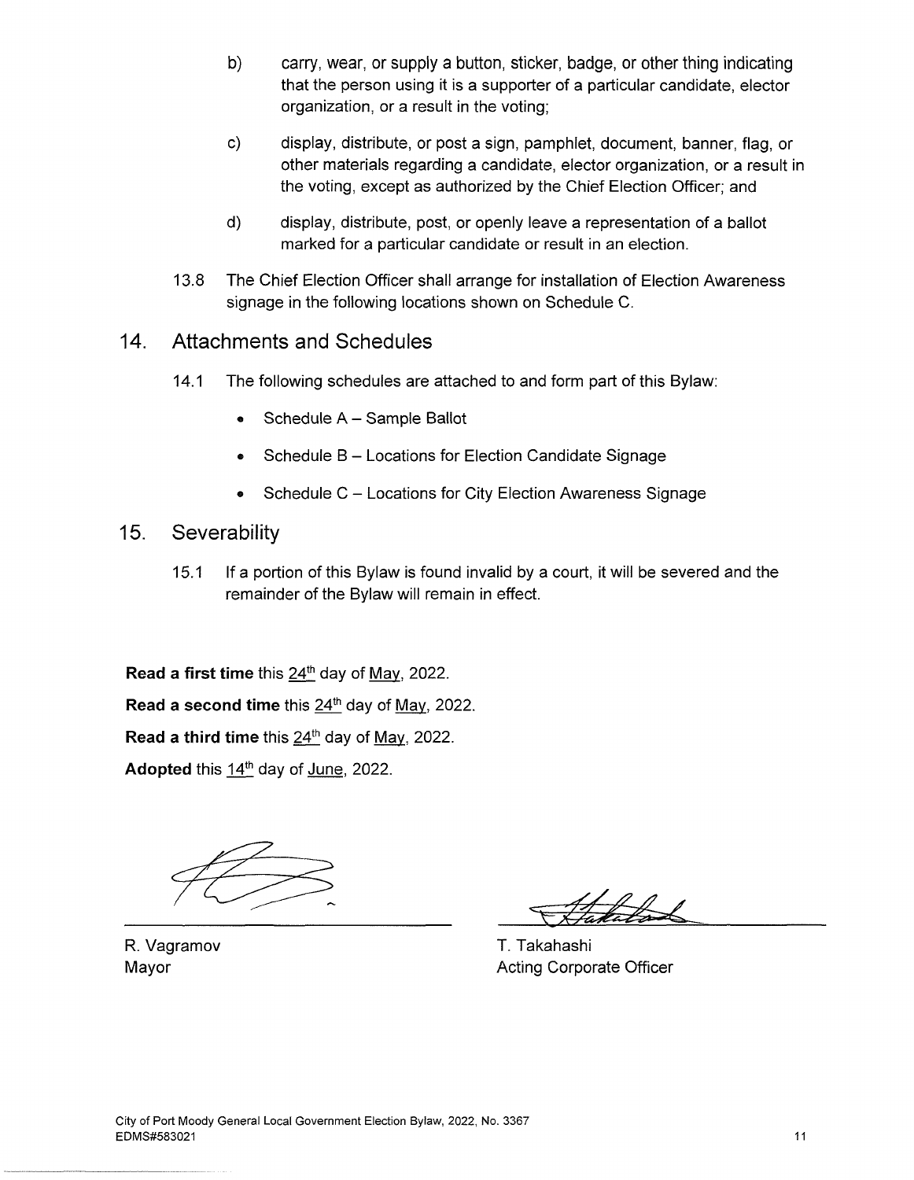b) carry, wear, or supply a button, sticker, badge, or other thing indicating that the person using it is a supporter of a particular candidate, elector organization, or a result in the voting;

c) display, distribute, or post a sign, pamphlet, document, banner, flag, or other materials regarding a candidate, elector organization, or a result in the voting, except as authorized by the Chief Election Officer; and

d) display, distribute, post, or openly leave a representation of a ballot marked for a particular candidate or result in an election.

13.8 The Chief Election Officer shall arrange for installation of Election Awareness signage in the following locations shown on Schedule C.

## 14. Attachments and Schedules

14.1 The following schedules are attached to and form part of this Bylaw:

- Schedule A – Sample Ballot
- Schedule B – Locations for Election Candidate Signage
- Schedule C – Locations for City Election Awareness Signage

## 15. Severability

15.1 If a portion of this Bylaw is found invalid by a court, it will be severed and the remainder of the Bylaw will remain in effect.

**Read a first time** this 24th day of May, 2022.

**Read a second time** this 24th day of May, 2022.

**Read a third time** this 24th day of May, 2022.

**Adopted** this 14th day of June, 2022.

R. Vagramov
Mayor

T. Takahashi
Acting Corporate Officer

City of Port Moody General Local Government Election Bylaw, 2022, No. 3367
EDMS#583021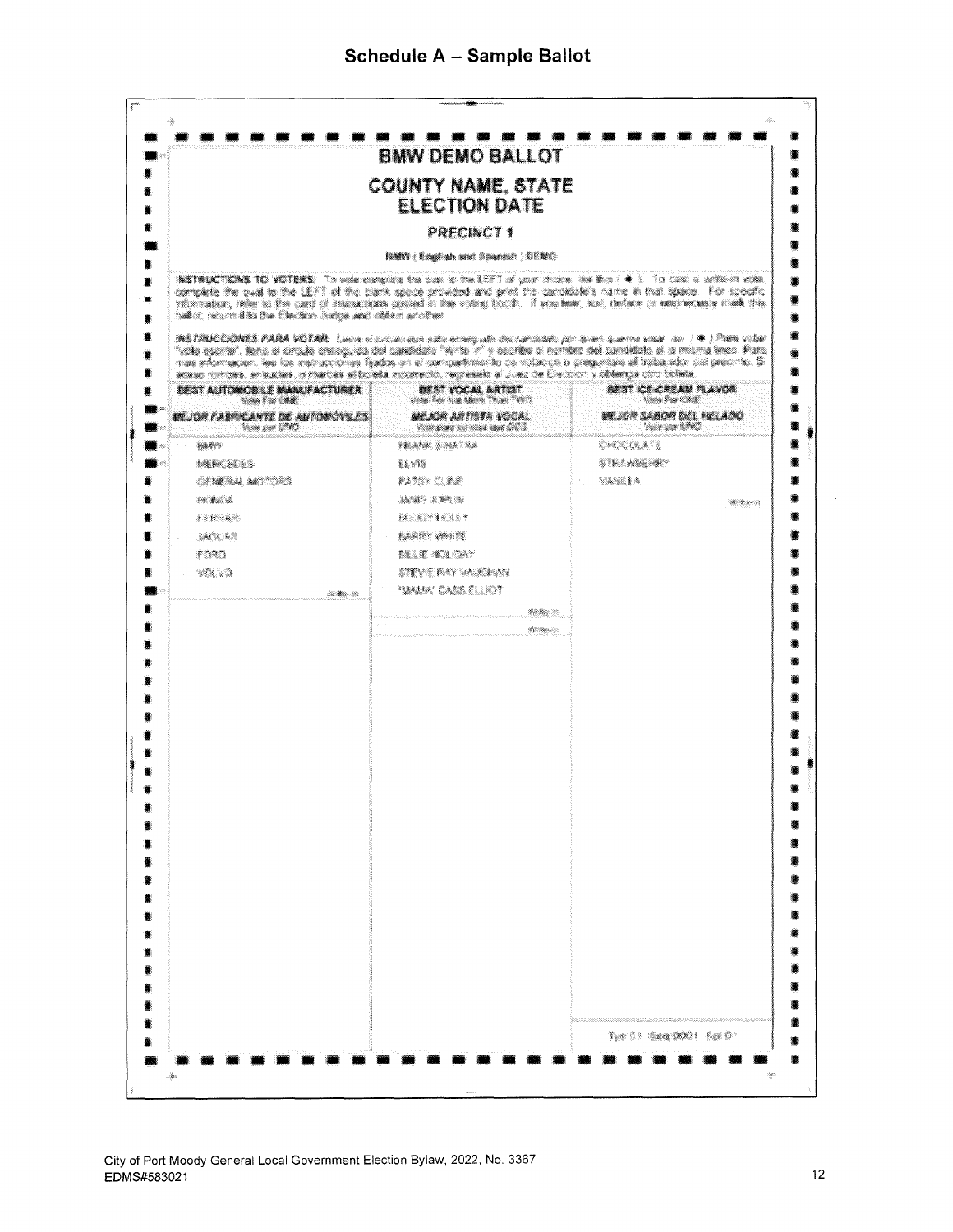## Schedule A – Sample Ballot

# BMW DEMO BALLOT

## COUNTY NAME, STATE
## ELECTION DATE

### PRECINCT 1

BMW ( English and Spanish ) DEMO

**INSTRUCTIONS TO VOTERS:** To vote complete the oval to the LEFT of your choice, like this ( ● ). To cast a write-in vote, complete the oval to the LEFT of the blank space provided and print the candidate's name in that space. For specific information, refer to the card of instructions posted in the voting booth. If you tear, soil, deface or erroneously mark this ballot, return it to the Election Judge and obtain another.

***INSTRUCCIONES PARA VOTAR:*** Llene el círculo que está enseguida del candidato por quien quiere votar, así ( ● ). Para votar "voto escrito", llene el círculo enseguida del candidato "Write in" y escriba el nombre del candidato en la misma línea. Para más información, lea los instrucciones fijados en el compartimiento de votación o pregúntale al trabajador del precinto. Si acaso rompes, ensucias, o marcas el boleta incorrecto, regrésalo al Juez de Elección y obtenga otra boleta.

| BEST AUTOMOBILE MANUFACTURER Vote For ONE *MEJOR FABRICANTE DE AUTOMÓVILES* Vote por UNO | BEST VOCAL ARTIST Vote For Not More Than TWO *MEJOR ARTISTA VOCAL* Vote para no más que DOS | BEST ICE-CREAM FLAVOR Vote For ONE *MEJOR SABOR DEL HELADO* Vote por UNO |
|---|---|---|
| BMW | FRANK SINATRA | CHOCOLATE |
| MERCEDES | ELVIS | STRAWBERRY |
| GENERAL MOTORS | PATSY CLINE | VANILLA |
| HONDA | JANIS JOPLIN | Write-in |
| FERRARI | BUDDY HOLLY | |
| JAGUAR | BARRY WHITE | |
| FORD | BILLIE HOLIDAY | |
| VOLVO | STEVIE RAY VAUGHAN | |
| Write-in | "MAMA" CASS ELLIOT | |
| | Write-in | |
| | Write-in | |

Typ:01 Seq:0001 Spl:01

City of Port Moody General Local Government Election Bylaw, 2022, No. 3367
EDMS#583021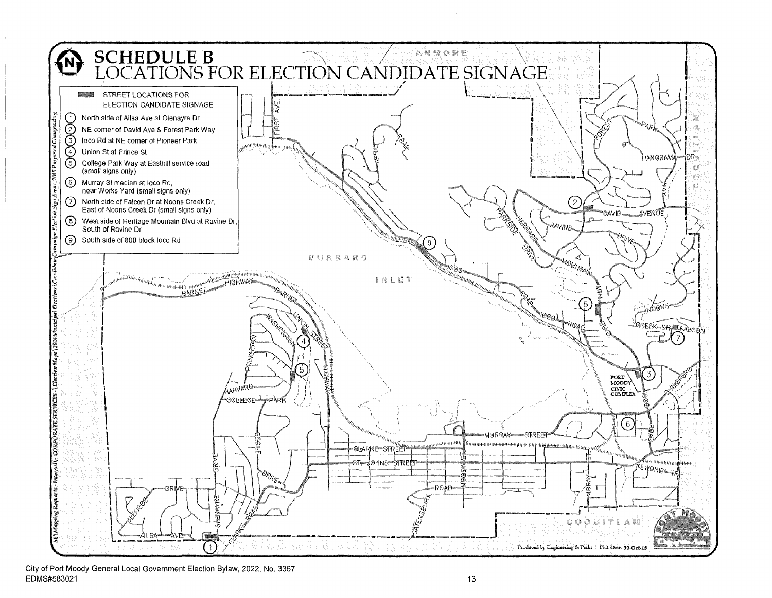# SCHEDULE B
## LOCATIONS FOR ELECTION CANDIDATE SIGNAGE

STREET LOCATIONS FOR ELECTION CANDIDATE SIGNAGE

1. North side of Ailsa Ave at Glenayre Dr
2. NE corner of David Ave & Forest Park Way
3. Ioco Rd at NE corner of Pioneer Park
4. Union St at Prince St
5. College Park Way at Easthill service road (small signs only)
6. Murray St median at Ioco Rd, near Works Yard (small signs only)
7. North side of Falcon Dr at Noons Creek Dr, East of Noons Creek Dr (small signs only)
8. West side of Heritage Mountain Blvd at Ravine Dr, South of Ravine Dr
9. South side of 800 block Ioco Rd

Produced by Engineering & Parks Plot Date: 30-Oct-15

City of Port Moody General Local Government Election Bylaw, 2022, No. 3367
EDMS#583021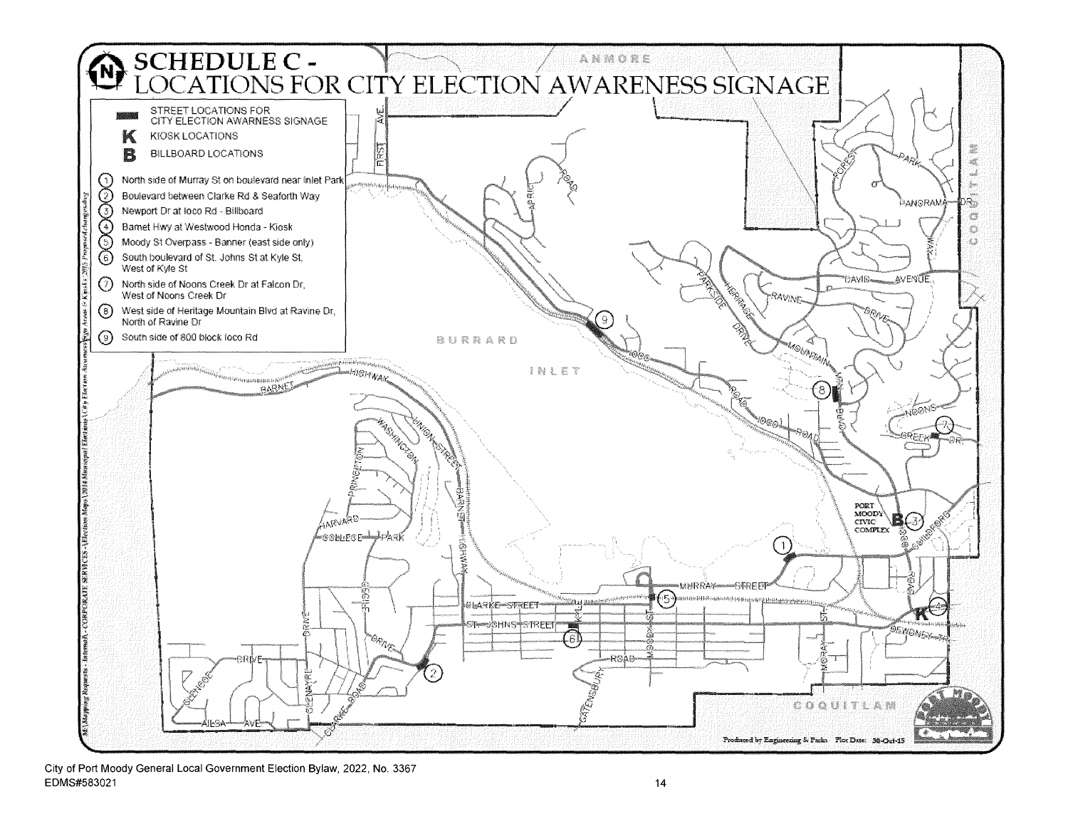# SCHEDULE C - LOCATIONS FOR CITY ELECTION AWARENESS SIGNAGE

STREET LOCATIONS FOR CITY ELECTION AWARNESS SIGNAGE

K KIOSK LOCATIONS

B BILLBOARD LOCATIONS

1. North side of Murray St on boulevard near Inlet Park
2. Boulevard between Clarke Rd & Seaforth Way
3. Newport Dr at Ioco Rd - Billboard
4. Barnet Hwy at Westwood Honda - Kiosk
5. Moody St Overpass - Banner (east side only)
6. South boulevard of St. Johns St at Kyle St, West of Kyle St
7. North side of Noons Creek Dr at Falcon Dr, West of Noons Creek Dr
8. West side of Heritage Mountain Blvd at Ravine Dr, North of Ravine Dr
9. South side of 800 block Ioco Rd

ANMORE

COQUITLAM

BURRARD INLET

PORT MOODY CIVIC COMPLEX

Produced by Engineering & Parks Plot Date: 30-Oct-15

City of Port Moody General Local Government Election Bylaw, 2022, No. 3367
EDMS#583021